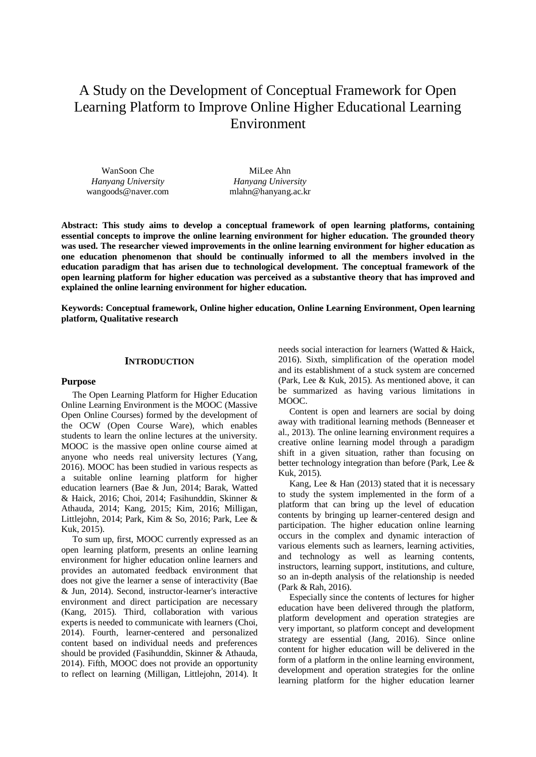# A Study on the Development of Conceptual Framework for Open Learning Platform to Improve Online Higher Educational Learning Environment

WanSoon Che
*Hanyang University*
wangoods@naver.com

MiLee Ahn
*Hanyang University*
mlahn@hanyang.ac.kr

**Abstract: This study aims to develop a conceptual framework of open learning platforms, containing essential concepts to improve the online learning environment for higher education. The grounded theory was used. The researcher viewed improvements in the online learning environment for higher education as one education phenomenon that should be continually informed to all the members involved in the education paradigm that has arisen due to technological development. The conceptual framework of the open learning platform for higher education was perceived as a substantive theory that has improved and explained the online learning environment for higher education.**

**Keywords: Conceptual framework, Online higher education, Online Learning Environment, Open learning platform, Qualitative research**

## INTRODUCTION

### Purpose

The Open Learning Platform for Higher Education Online Learning Environment is the MOOC (Massive Open Online Courses) formed by the development of the OCW (Open Course Ware), which enables students to learn the online lectures at the university. MOOC is the massive open online course aimed at anyone who needs real university lectures (Yang, 2016). MOOC has been studied in various respects as a suitable online learning platform for higher education learners (Bae & Jun, 2014; Barak, Watted & Haick, 2016; Choi, 2014; Fasihunddin, Skinner & Athauda, 2014; Kang, 2015; Kim, 2016; Milligan, Littlejohn, 2014; Park, Kim & So, 2016; Park, Lee & Kuk, 2015).

To sum up, first, MOOC currently expressed as an open learning platform, presents an online learning environment for higher education online learners and provides an automated feedback environment that does not give the learner a sense of interactivity (Bae & Jun, 2014). Second, instructor-learner's interactive environment and direct participation are necessary (Kang, 2015). Third, collaboration with various experts is needed to communicate with learners (Choi, 2014). Fourth, learner-centered and personalized content based on individual needs and preferences should be provided (Fasihunddin, Skinner & Athauda, 2014). Fifth, MOOC does not provide an opportunity to reflect on learning (Milligan, Littlejohn, 2014). It needs social interaction for learners (Watted & Haick, 2016). Sixth, simplification of the operation model and its establishment of a stuck system are concerned (Park, Lee & Kuk, 2015). As mentioned above, it can be summarized as having various limitations in MOOC.

Content is open and learners are social by doing away with traditional learning methods (Benneaser et al., 2013). The online learning environment requires a creative online learning model through a paradigm shift in a given situation, rather than focusing on better technology integration than before (Park, Lee & Kuk, 2015).

Kang, Lee & Han (2013) stated that it is necessary to study the system implemented in the form of a platform that can bring up the level of education contents by bringing up learner-centered design and participation. The higher education online learning occurs in the complex and dynamic interaction of various elements such as learners, learning activities, and technology as well as learning contents, instructors, learning support, institutions, and culture, so an in-depth analysis of the relationship is needed (Park & Rah, 2016).

Especially since the contents of lectures for higher education have been delivered through the platform, platform development and operation strategies are very important, so platform concept and development strategy are essential (Jang, 2016). Since online content for higher education will be delivered in the form of a platform in the online learning environment, development and operation strategies for the online learning platform for the higher education learner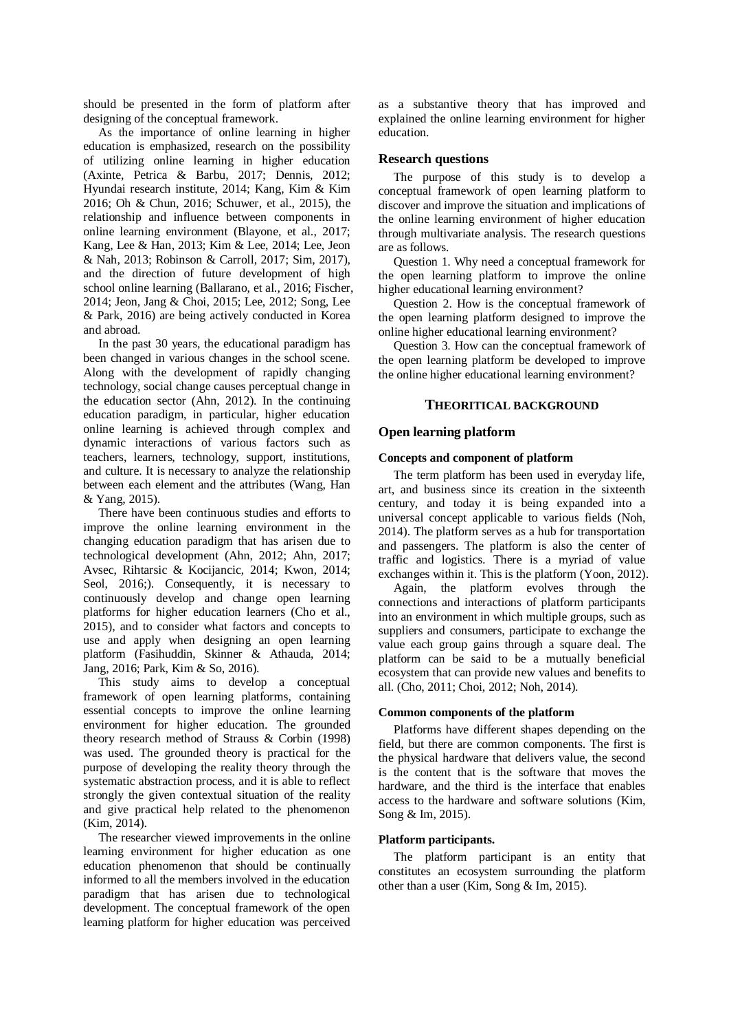should be presented in the form of platform after designing of the conceptual framework.

As the importance of online learning in higher education is emphasized, research on the possibility of utilizing online learning in higher education (Axinte, Petrica & Barbu, 2017; Dennis, 2012; Hyundai research institute, 2014; Kang, Kim & Kim 2016; Oh & Chun, 2016; Schuwer, et al., 2015), the relationship and influence between components in online learning environment (Blayone, et al., 2017; Kang, Lee & Han, 2013; Kim & Lee, 2014; Lee, Jeon & Nah, 2013; Robinson & Carroll, 2017; Sim, 2017), and the direction of future development of high school online learning (Ballarano, et al., 2016; Fischer, 2014; Jeon, Jang & Choi, 2015; Lee, 2012; Song, Lee & Park, 2016) are being actively conducted in Korea and abroad.

In the past 30 years, the educational paradigm has been changed in various changes in the school scene. Along with the development of rapidly changing technology, social change causes perceptual change in the education sector (Ahn, 2012). In the continuing education paradigm, in particular, higher education online learning is achieved through complex and dynamic interactions of various factors such as teachers, learners, technology, support, institutions, and culture. It is necessary to analyze the relationship between each element and the attributes (Wang, Han & Yang, 2015).

There have been continuous studies and efforts to improve the online learning environment in the changing education paradigm that has arisen due to technological development (Ahn, 2012; Ahn, 2017; Avsec, Rihtarsic & Kocijancic, 2014; Kwon, 2014; Seol, 2016;). Consequently, it is necessary to continuously develop and change open learning platforms for higher education learners (Cho et al., 2015), and to consider what factors and concepts to use and apply when designing an open learning platform (Fasihuddin, Skinner & Athauda, 2014; Jang, 2016; Park, Kim & So, 2016).

This study aims to develop a conceptual framework of open learning platforms, containing essential concepts to improve the online learning environment for higher education. The grounded theory research method of Strauss & Corbin (1998) was used. The grounded theory is practical for the purpose of developing the reality theory through the systematic abstraction process, and it is able to reflect strongly the given contextual situation of the reality and give practical help related to the phenomenon (Kim, 2014).

The researcher viewed improvements in the online learning environment for higher education as one education phenomenon that should be continually informed to all the members involved in the education paradigm that has arisen due to technological development. The conceptual framework of the open learning platform for higher education was perceived as a substantive theory that has improved and explained the online learning environment for higher education.

## Research questions

The purpose of this study is to develop a conceptual framework of open learning platform to discover and improve the situation and implications of the online learning environment of higher education through multivariate analysis. The research questions are as follows.

Question 1. Why need a conceptual framework for the open learning platform to improve the online higher educational learning environment?

Question 2. How is the conceptual framework of the open learning platform designed to improve the online higher educational learning environment?

Question 3. How can the conceptual framework of the open learning platform be developed to improve the online higher educational learning environment?

# THEORITICAL BACKGROUND

## Open learning platform

### Concepts and component of platform

The term platform has been used in everyday life, art, and business since its creation in the sixteenth century, and today it is being expanded into a universal concept applicable to various fields (Noh, 2014). The platform serves as a hub for transportation and passengers. The platform is also the center of traffic and logistics. There is a myriad of value exchanges within it. This is the platform (Yoon, 2012).

Again, the platform evolves through the connections and interactions of platform participants into an environment in which multiple groups, such as suppliers and consumers, participate to exchange the value each group gains through a square deal. The platform can be said to be a mutually beneficial ecosystem that can provide new values and benefits to all. (Cho, 2011; Choi, 2012; Noh, 2014).

### Common components of the platform

Platforms have different shapes depending on the field, but there are common components. The first is the physical hardware that delivers value, the second is the content that is the software that moves the hardware, and the third is the interface that enables access to the hardware and software solutions (Kim, Song & Im, 2015).

### Platform participants.

The platform participant is an entity that constitutes an ecosystem surrounding the platform other than a user (Kim, Song & Im, 2015).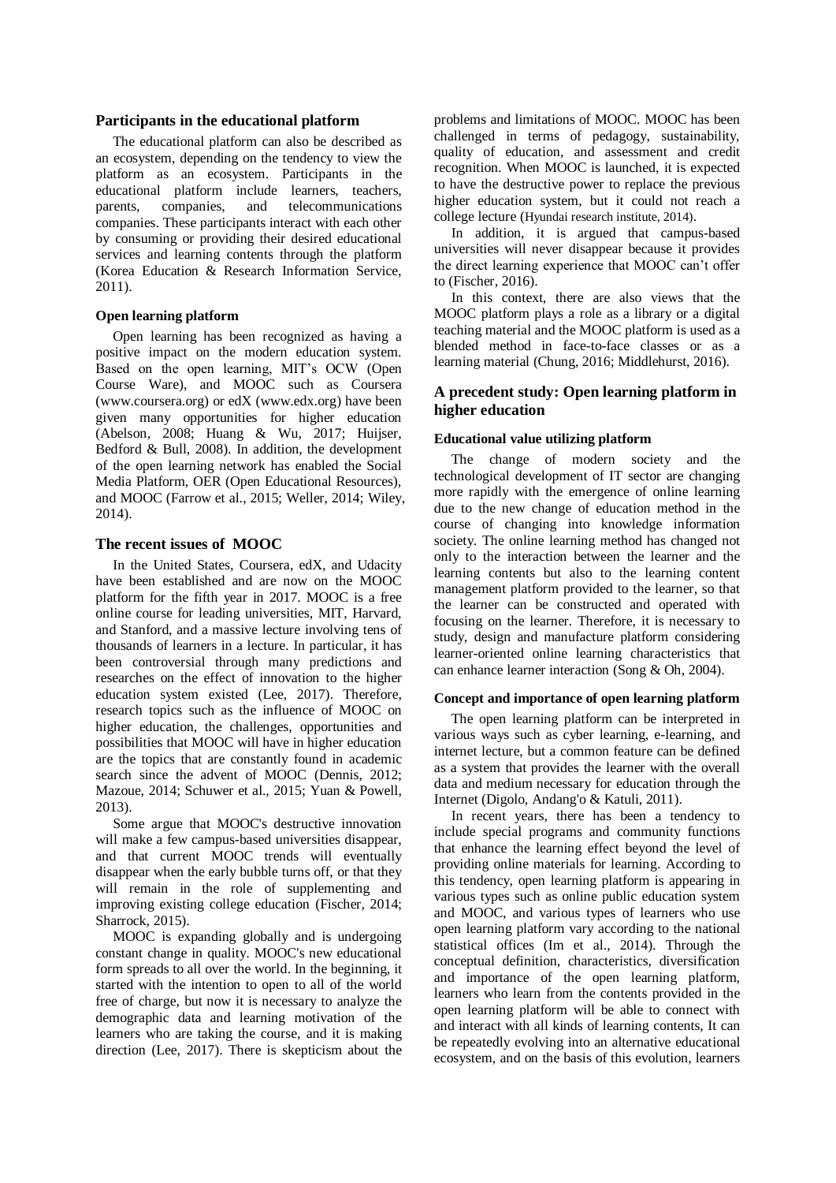### Participants in the educational platform

The educational platform can also be described as an ecosystem, depending on the tendency to view the platform as an ecosystem. Participants in the educational platform include learners, teachers, parents, companies, and telecommunications companies. These participants interact with each other by consuming or providing their desired educational services and learning contents through the platform (Korea Education & Research Information Service, 2011).

#### Open learning platform

Open learning has been recognized as having a positive impact on the modern education system. Based on the open learning, MIT's OCW (Open Course Ware), and MOOC such as Coursera (www.coursera.org) or edX (www.edx.org) have been given many opportunities for higher education (Abelson, 2008; Huang & Wu, 2017; Huijser, Bedford & Bull, 2008). In addition, the development of the open learning network has enabled the Social Media Platform, OER (Open Educational Resources), and MOOC (Farrow et al., 2015; Weller, 2014; Wiley, 2014).

### The recent issues of MOOC

In the United States, Coursera, edX, and Udacity have been established and are now on the MOOC platform for the fifth year in 2017. MOOC is a free online course for leading universities, MIT, Harvard, and Stanford, and a massive lecture involving tens of thousands of learners in a lecture. In particular, it has been controversial through many predictions and researches on the effect of innovation to the higher education system existed (Lee, 2017). Therefore, research topics such as the influence of MOOC on higher education, the challenges, opportunities and possibilities that MOOC will have in higher education are the topics that are constantly found in academic search since the advent of MOOC (Dennis, 2012; Mazoue, 2014; Schuwer et al., 2015; Yuan & Powell, 2013).

Some argue that MOOC's destructive innovation will make a few campus-based universities disappear, and that current MOOC trends will eventually disappear when the early bubble turns off, or that they will remain in the role of supplementing and improving existing college education (Fischer, 2014; Sharrock, 2015).

MOOC is expanding globally and is undergoing constant change in quality. MOOC's new educational form spreads to all over the world. In the beginning, it started with the intention to open to all of the world free of charge, but now it is necessary to analyze the demographic data and learning motivation of the learners who are taking the course, and it is making direction (Lee, 2017). There is skepticism about the problems and limitations of MOOC. MOOC has been challenged in terms of pedagogy, sustainability, quality of education, and assessment and credit recognition. When MOOC is launched, it is expected to have the destructive power to replace the previous higher education system, but it could not reach a college lecture (Hyundai research institute, 2014).

In addition, it is argued that campus-based universities will never disappear because it provides the direct learning experience that MOOC can't offer to (Fischer, 2016).

In this context, there are also views that the MOOC platform plays a role as a library or a digital teaching material and the MOOC platform is used as a blended method in face-to-face classes or as a learning material (Chung, 2016; Middlehurst, 2016).

### A precedent study: Open learning platform in higher education

#### Educational value utilizing platform

The change of modern society and the technological development of IT sector are changing more rapidly with the emergence of online learning due to the new change of education method in the course of changing into knowledge information society. The online learning method has changed not only to the interaction between the learner and the learning contents but also to the learning content management platform provided to the learner, so that the learner can be constructed and operated with focusing on the learner. Therefore, it is necessary to study, design and manufacture platform considering learner-oriented online learning characteristics that can enhance learner interaction (Song & Oh, 2004).

#### Concept and importance of open learning platform

The open learning platform can be interpreted in various ways such as cyber learning, e-learning, and internet lecture, but a common feature can be defined as a system that provides the learner with the overall data and medium necessary for education through the Internet (Digolo, Andang'o & Katuli, 2011).

In recent years, there has been a tendency to include special programs and community functions that enhance the learning effect beyond the level of providing online materials for learning. According to this tendency, open learning platform is appearing in various types such as online public education system and MOOC, and various types of learners who use open learning platform vary according to the national statistical offices (Im et al., 2014). Through the conceptual definition, characteristics, diversification and importance of the open learning platform, learners who learn from the contents provided in the open learning platform will be able to connect with and interact with all kinds of learning contents, It can be repeatedly evolving into an alternative educational ecosystem, and on the basis of this evolution, learners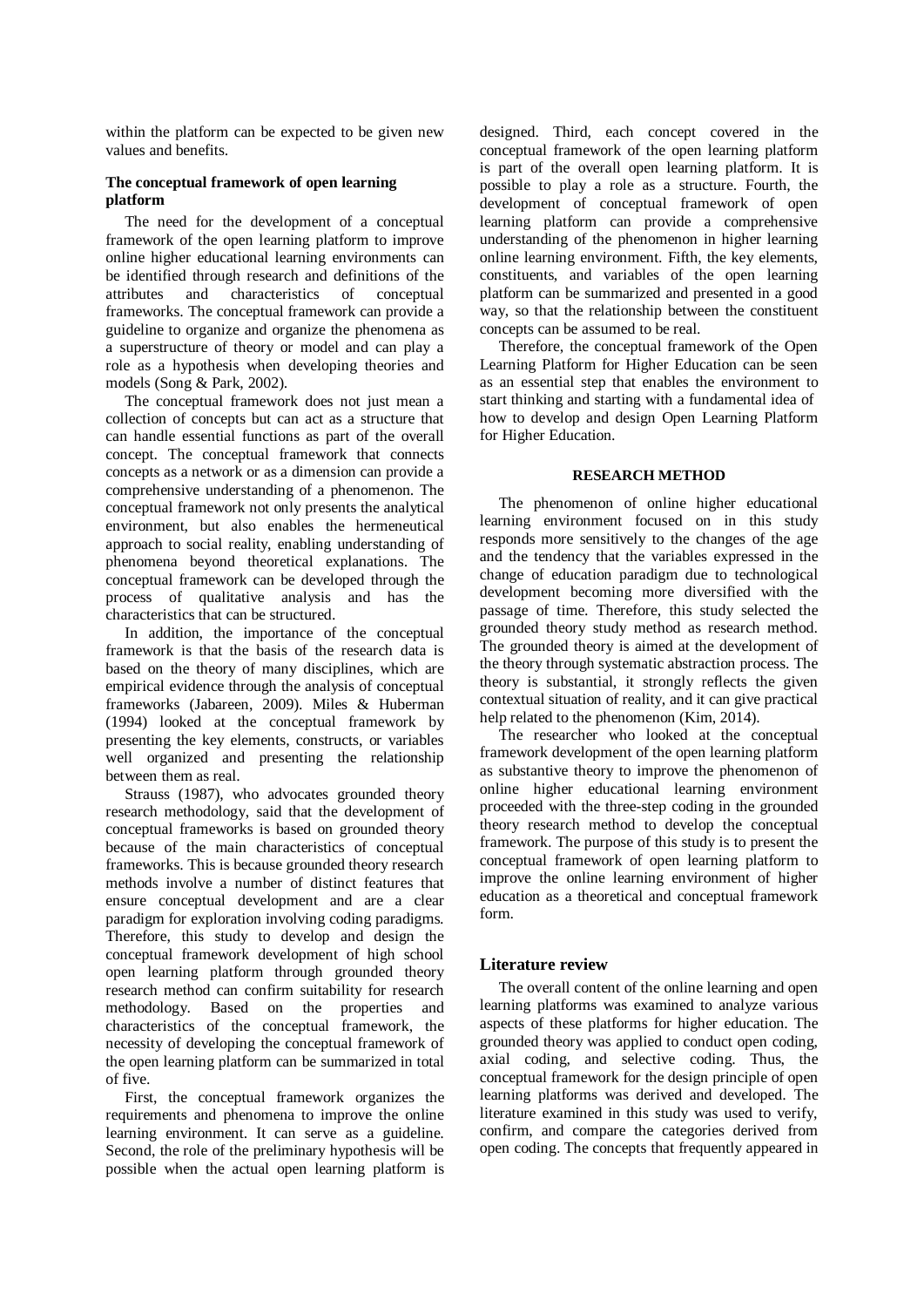within the platform can be expected to be given new values and benefits.

### The conceptual framework of open learning platform

The need for the development of a conceptual framework of the open learning platform to improve online higher educational learning environments can be identified through research and definitions of the attributes and characteristics of conceptual frameworks. The conceptual framework can provide a guideline to organize and organize the phenomena as a superstructure of theory or model and can play a role as a hypothesis when developing theories and models (Song & Park, 2002).

The conceptual framework does not just mean a collection of concepts but can act as a structure that can handle essential functions as part of the overall concept. The conceptual framework that connects concepts as a network or as a dimension can provide a comprehensive understanding of a phenomenon. The conceptual framework not only presents the analytical environment, but also enables the hermeneutical approach to social reality, enabling understanding of phenomena beyond theoretical explanations. The conceptual framework can be developed through the process of qualitative analysis and has the characteristics that can be structured.

In addition, the importance of the conceptual framework is that the basis of the research data is based on the theory of many disciplines, which are empirical evidence through the analysis of conceptual frameworks (Jabareen, 2009). Miles & Huberman (1994) looked at the conceptual framework by presenting the key elements, constructs, or variables well organized and presenting the relationship between them as real.

Strauss (1987), who advocates grounded theory research methodology, said that the development of conceptual frameworks is based on grounded theory because of the main characteristics of conceptual frameworks. This is because grounded theory research methods involve a number of distinct features that ensure conceptual development and are a clear paradigm for exploration involving coding paradigms. Therefore, this study to develop and design the conceptual framework development of high school open learning platform through grounded theory research method can confirm suitability for research methodology. Based on the properties and characteristics of the conceptual framework, the necessity of developing the conceptual framework of the open learning platform can be summarized in total of five.

First, the conceptual framework organizes the requirements and phenomena to improve the online learning environment. It can serve as a guideline. Second, the role of the preliminary hypothesis will be possible when the actual open learning platform is designed. Third, each concept covered in the conceptual framework of the open learning platform is part of the overall open learning platform. It is possible to play a role as a structure. Fourth, the development of conceptual framework of open learning platform can provide a comprehensive understanding of the phenomenon in higher learning online learning environment. Fifth, the key elements, constituents, and variables of the open learning platform can be summarized and presented in a good way, so that the relationship between the constituent concepts can be assumed to be real.

Therefore, the conceptual framework of the Open Learning Platform for Higher Education can be seen as an essential step that enables the environment to start thinking and starting with a fundamental idea of how to develop and design Open Learning Platform for Higher Education.

## RESEARCH METHOD

The phenomenon of online higher educational learning environment focused on in this study responds more sensitively to the changes of the age and the tendency that the variables expressed in the change of education paradigm due to technological development becoming more diversified with the passage of time. Therefore, this study selected the grounded theory study method as research method. The grounded theory is aimed at the development of the theory through systematic abstraction process. The theory is substantial, it strongly reflects the given contextual situation of reality, and it can give practical help related to the phenomenon (Kim, 2014).

The researcher who looked at the conceptual framework development of the open learning platform as substantive theory to improve the phenomenon of online higher educational learning environment proceeded with the three-step coding in the grounded theory research method to develop the conceptual framework. The purpose of this study is to present the conceptual framework of open learning platform to improve the online learning environment of higher education as a theoretical and conceptual framework form.

### Literature review

The overall content of the online learning and open learning platforms was examined to analyze various aspects of these platforms for higher education. The grounded theory was applied to conduct open coding, axial coding, and selective coding. Thus, the conceptual framework for the design principle of open learning platforms was derived and developed. The literature examined in this study was used to verify, confirm, and compare the categories derived from open coding. The concepts that frequently appeared in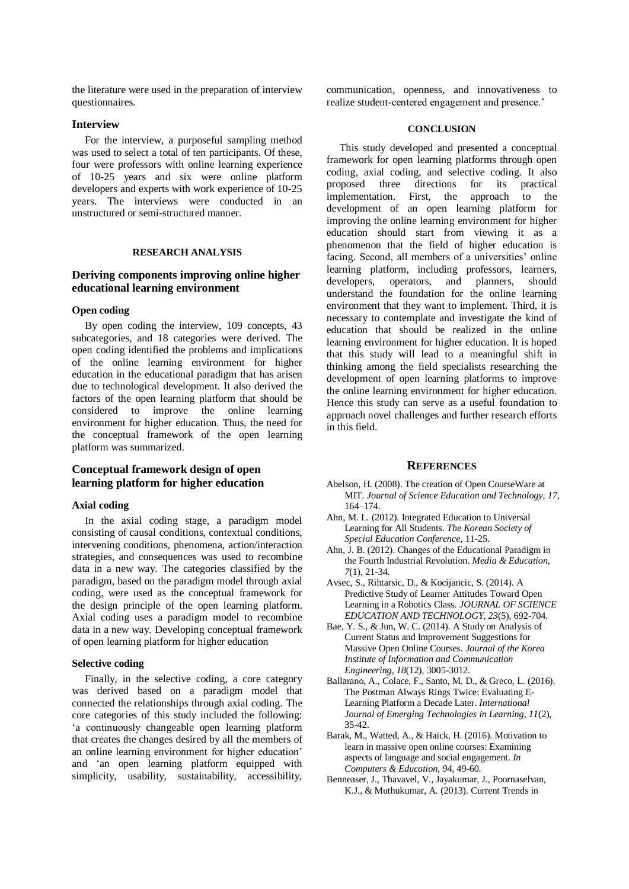the literature were used in the preparation of interview questionnaires.

### Interview

For the interview, a purposeful sampling method was used to select a total of ten participants. Of these, four were professors with online learning experience of 10-25 years and six were online platform developers and experts with work experience of 10-25 years. The interviews were conducted in an unstructured or semi-structured manner.

## RESEARCH ANALYSIS

### Deriving components improving online higher educational learning environment

#### Open coding

By open coding the interview, 109 concepts, 43 subcategories, and 18 categories were derived. The open coding identified the problems and implications of the online learning environment for higher education in the educational paradigm that has arisen due to technological development. It also derived the factors of the open learning platform that should be considered to improve the online learning environment for higher education. Thus, the need for the conceptual framework of the open learning platform was summarized.

### Conceptual framework design of open learning platform for higher education

#### Axial coding

In the axial coding stage, a paradigm model consisting of causal conditions, contextual conditions, intervening conditions, phenomena, action/interaction strategies, and consequences was used to recombine data in a new way. The categories classified by the paradigm, based on the paradigm model through axial coding, were used as the conceptual framework for the design principle of the open learning platform. Axial coding uses a paradigm model to recombine data in a new way. Developing conceptual framework of open learning platform for higher education

#### Selective coding

Finally, in the selective coding, a core category was derived based on a paradigm model that connected the relationships through axial coding. The core categories of this study included the following: 'a continuously changeable open learning platform that creates the changes desired by all the members of an online learning environment for higher education' and 'an open learning platform equipped with simplicity, usability, sustainability, accessibility, communication, openness, and innovativeness to realize student-centered engagement and presence.'

## CONCLUSION

This study developed and presented a conceptual framework for open learning platforms through open coding, axial coding, and selective coding. It also proposed three directions for its practical implementation. First, the approach to the development of an open learning platform for improving the online learning environment for higher education should start from viewing it as a phenomenon that the field of higher education is facing. Second, all members of a universities' online learning platform, including professors, learners, developers, operators, and planners, should understand the foundation for the online learning environment that they want to implement. Third, it is necessary to contemplate and investigate the kind of education that should be realized in the online learning environment for higher education. It is hoped that this study will lead to a meaningful shift in thinking among the field specialists researching the development of open learning platforms to improve the online learning environment for higher education. Hence this study can serve as a useful foundation to approach novel challenges and further research efforts in this field.

## REFERENCES

Abelson, H. (2008). The creation of Open CourseWare at MIT. *Journal of Science Education and Technology, 17*, 164–174.

Ahn, M. L. (2012). Integrated Education to Universal Learning for All Students. *The Korean Society of Special Education Conference*, 11-25.

Ahn, J. B. (2012). Changes of the Educational Paradigm in the Fourth Industrial Revolution. *Media & Education, 7*(1), 21-34.

Avsec, S., Rihtarsic, D., & Kocijancic, S. (2014). A Predictive Study of Learner Attitudes Toward Open Learning in a Robotics Class. *JOURNAL OF SCIENCE EDUCATION AND TECHNOLOGY, 23*(5), 692-704.

Bae, Y. S., & Jun, W. C. (2014). A Study on Analysis of Current Status and Improvement Suggestions for Massive Open Online Courses. *Journal of the Korea Institute of Information and Communication Engineering, 18*(12), 3005-3012.

Ballarano, A., Colace, F., Santo, M. D., & Greco, L. (2016). The Postman Always Rings Twice: Evaluating E-Learning Platform a Decade Later. *International Journal of Emerging Technologies in Learning, 11*(2), 35-42.

Barak, M., Watted, A., & Haick, H. (2016). Motivation to learn in massive open online courses: Examining aspects of language and social engagement. *In Computers & Education, 94*, 49-60.

Benneaser, J., Thavavel, V., Jayakumar, J., Poornaselvan, K.J., & Muthukumar, A. (2013). Current Trends in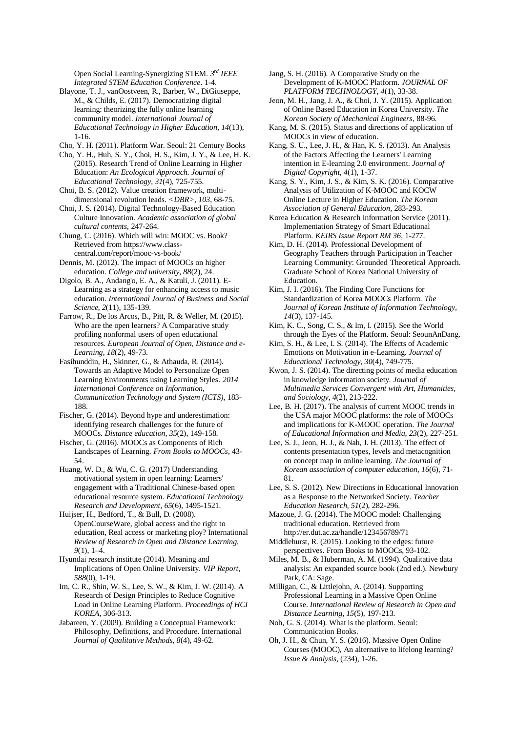Open Social Learning-Synergizing STEM. *3rd IEEE Integrated STEM Education Conference*. 1-4.

Blayone, T. J., vanOostveen, R., Barber, W., DiGiuseppe, M., & Childs, E. (2017). Democratizing digital learning: theorizing the fully online learning community model. *International Journal of Educational Technology in Higher Education, 14*(13), 1-16.

Cho, Y. H. (2011). Platform War. Seoul: 21 Century Books

Cho, Y. H., Huh, S. Y., Choi, H. S., Kim, J. Y., & Lee, H. K. (2015). Research Trend of Online Learning in Higher Education: *An Ecological Approach. Journal of Educational Technology, 31*(4), 725-755.

Choi, B. S. (2012). Value creation framework, multi-dimensional revolution leads. *<DBR>, 103*, 68-75.

Choi, J. S. (2014). Digital Technology-Based Education Culture Innovation. *Academic association of global cultural contents*, 247-264.

Chung, C. (2016). Which will win: MOOC vs. Book? Retrieved from https://www.class-central.com/report/mooc-vs-book/

Dennis, M. (2012). The impact of MOOCs on higher education. *College and university, 88*(2), 24.

Digolo, B. A., Andang'o, E. A., & Katuli, J. (2011). E-Learning as a strategy for enhancing access to music education. *International Journal of Business and Social Science, 2*(11), 135-139.

Farrow, R., De los Arcos, B., Pitt, R. & Weller, M. (2015). Who are the open learners? A Comparative study profiling nonformal users of open educational resources. *European Journal of Open, Distance and e-Learning, 18*(2), 49-73.

Fasihunddin, H., Skinner, G., & Athauda, R. (2014). Towards an Adaptive Model to Personalize Open Learning Environments using Learning Styles. *2014 International Conference on Information, Communication Technology and System (ICTS)*, 183-188.

Fischer, G. (2014). Beyond hype and underestimation: identifying research challenges for the future of MOOCs. *Distance education, 35*(2), 149-158.

Fischer, G. (2016). MOOCs as Components of Rich Landscapes of Learning. *From Books to MOOCs*, 43-54.

Huang, W. D., & Wu, C. G. (2017) Understanding motivational system in open learning: Learners' engagement with a Traditional Chinese-based open educational resource system. *Educational Technology Research and Development, 65*(6), 1495-1521.

Huijser, H., Bedford, T., & Bull, D. (2008). OpenCourseWare, global access and the right to education, Real access or marketing ploy? International *Review of Research in Open and Distance Learning, 9*(1), 1–4.

Hyundai research institute (2014). Meaning and Implications of Open Online University. *VIP Report, 588*(0), 1-19.

Im, C. R., Shin, W. S., Lee, S. W., & Kim, J. W. (2014). A Research of Design Principles to Reduce Cognitive Load in Online Learning Platform. *Proceedings of HCI KOREA*, 306-313.

Jabareen, Y. (2009). Building a Conceptual Framework: Philosophy, Definitions, and Procedure. International *Journal of Qualitative Methods, 8*(4), 49-62.

Jang, S. H. (2016). A Comparative Study on the Development of K-MOOC Platform. *JOURNAL OF PLATFORM TECHNOLOGY, 4*(1), 33-38.

Jeon, M. H., Jang, J. A., & Choi, J. Y. (2015). Application of Online Based Education in Korea University. *The Korean Society of Mechanical Engineers*, 88-96.

Kang, M. S. (2015). Status and directions of application of MOOCs in view of education.

Kang, S. U., Lee, J. H., & Han, K. S. (2013). An Analysis of the Factors Affecting the Learners' Learning intention in E-learning 2.0 environment. *Journal of Digital Copyright, 4*(1), 1-37.

Kang, S. Y., Kim, J. S., & Kim, S. K. (2016). Comparative Analysis of Utilization of K-MOOC and KOCW Online Lecture in Higher Education. *The Korean Association of General Education*, 283-293.

Korea Education & Research Information Service (2011). Implementation Strategy of Smart Educational Platform. *KEIRS Issue Report RM 36*, 1-277.

Kim, D. H. (2014). Professional Development of Geography Teachers through Participation in Teacher Learning Community: Grounded Theoretical Approach. Graduate School of Korea National University of Education.

Kim, J. I. (2016). The Finding Core Functions for Standardization of Korea MOOCs Platform. *The Journal of Korean Institute of Information Technology, 14*(3), 137-145.

Kim, K. C., Song, C. S., & Im, I. (2015). See the World through the Eyes of the Platform. Seoul: SeounAnDang.

Kim, S. H., & Lee, I. S. (2014). The Effects of Academic Emotions on Motivation in e-Learning. *Journal of Educational Technology, 30*(4), 749-775.

Kwon, J. S. (2014). The directing points of media education in knowledge information society. *Journal of Multimedia Services Convergent with Art, Humanities, and Sociology, 4*(2), 213-222.

Lee, B. H. (2017). The analysis of current MOOC trends in the USA major MOOC platforms: the role of MOOCs and implications for K-MOOC operation. *The Journal of Educational Information and Media, 23*(2), 227-251.

Lee, S. J., Jeon, H. J., & Nah, J. H. (2013). The effect of contents presentation types, levels and metacognition on concept map in online learning. *The Journal of Korean association of computer education, 16*(6), 71-81.

Lee, S. S. (2012). New Directions in Educational Innovation as a Response to the Networked Society. *Teacher Education Research, 51*(2), 282-296.

Mazoue, J. G. (2014). The MOOC model: Challenging traditional education. Retrieved from http://er.dut.ac.za/handle/123456789/71

Middlehurst, R. (2015). Looking to the edges: future perspectives. From Books to MOOCs, 93-102.

Miles, M. B., & Huberman, A. M. (1994). Qualitative data analysis: An expanded source book (2nd ed.). Newbury Park, CA: Sage.

Milligan, C., & Littlejohn, A. (2014). Supporting Professional Learning in a Massive Open Online Course. *International Review of Research in Open and Distance Learning, 15*(5), 197-213.

Noh, G. S. (2014). What is the platform. Seoul: Communication Books.

Oh, J. H., & Chun, Y. S. (2016). Massive Open Online Courses (MOOC), An alternative to lifelong learning? *Issue & Analysis*, (234), 1-26.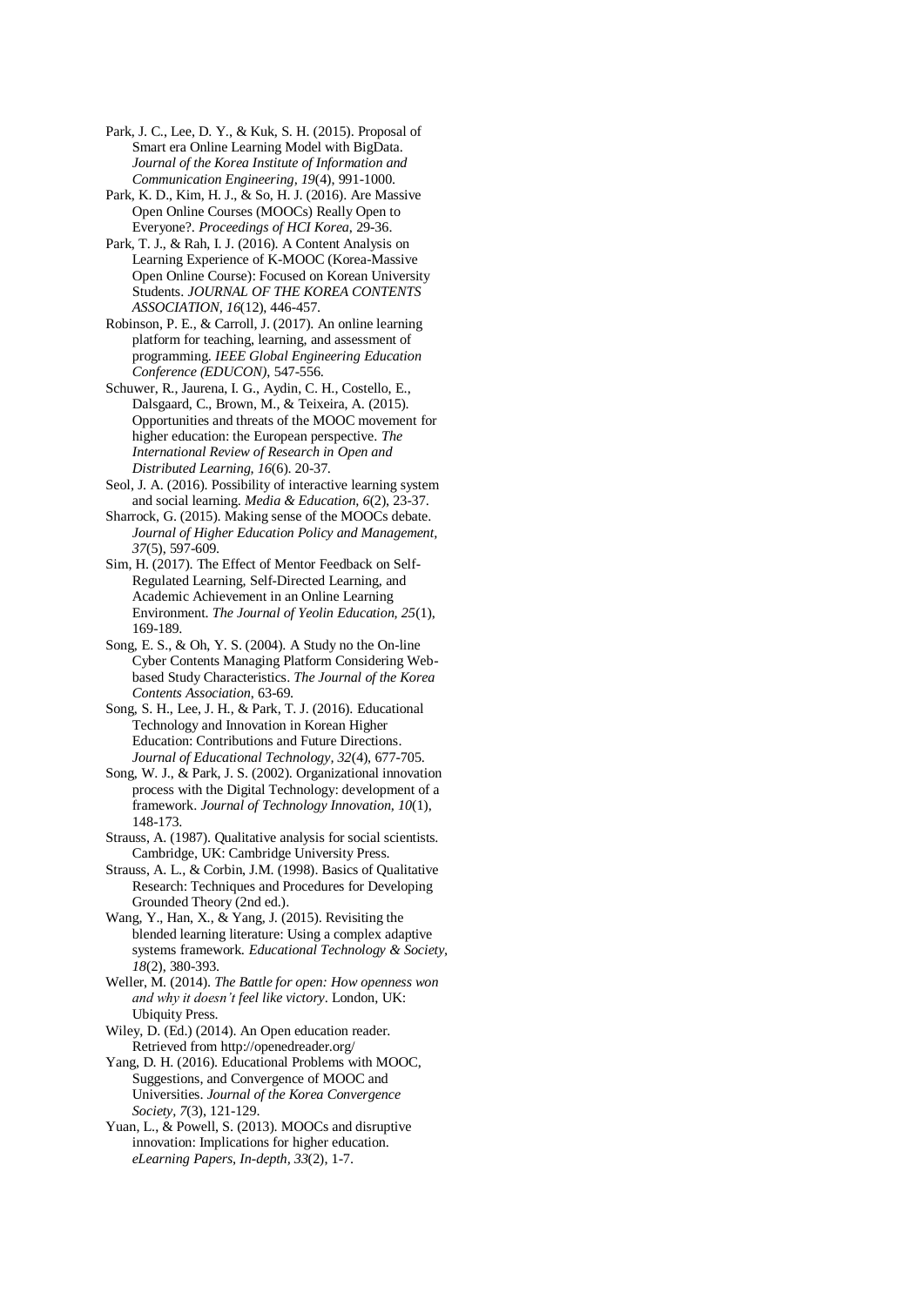Park, J. C., Lee, D. Y., & Kuk, S. H. (2015). Proposal of Smart era Online Learning Model with BigData. *Journal of the Korea Institute of Information and Communication Engineering, 19*(4), 991-1000.

Park, K. D., Kim, H. J., & So, H. J. (2016). Are Massive Open Online Courses (MOOCs) Really Open to Everyone?. *Proceedings of HCI Korea*, 29-36.

Park, T. J., & Rah, I. J. (2016). A Content Analysis on Learning Experience of K-MOOC (Korea-Massive Open Online Course): Focused on Korean University Students. *JOURNAL OF THE KOREA CONTENTS ASSOCIATION, 16*(12), 446-457.

Robinson, P. E., & Carroll, J. (2017). An online learning platform for teaching, learning, and assessment of programming. *IEEE Global Engineering Education Conference (EDUCON)*, 547-556.

Schuwer, R., Jaurena, I. G., Aydin, C. H., Costello, E., Dalsgaard, C., Brown, M., & Teixeira, A. (2015). Opportunities and threats of the MOOC movement for higher education: the European perspective. *The International Review of Research in Open and Distributed Learning, 16*(6). 20-37.

Seol, J. A. (2016). Possibility of interactive learning system and social learning. *Media & Education, 6*(2), 23-37.

Sharrock, G. (2015). Making sense of the MOOCs debate. *Journal of Higher Education Policy and Management, 37*(5), 597-609.

Sim, H. (2017). The Effect of Mentor Feedback on Self-Regulated Learning, Self-Directed Learning, and Academic Achievement in an Online Learning Environment. *The Journal of Yeolin Education, 25*(1), 169-189.

Song, E. S., & Oh, Y. S. (2004). A Study no the On-line Cyber Contents Managing Platform Considering Web-based Study Characteristics. *The Journal of the Korea Contents Association*, 63-69.

Song, S. H., Lee, J. H., & Park, T. J. (2016). Educational Technology and Innovation in Korean Higher Education: Contributions and Future Directions. *Journal of Educational Technology, 32*(4), 677-705.

Song, W. J., & Park, J. S. (2002). Organizational innovation process with the Digital Technology: development of a framework. *Journal of Technology Innovation, 10*(1), 148-173.

Strauss, A. (1987). Qualitative analysis for social scientists. Cambridge, UK: Cambridge University Press.

Strauss, A. L., & Corbin, J.M. (1998). Basics of Qualitative Research: Techniques and Procedures for Developing Grounded Theory (2nd ed.).

Wang, Y., Han, X., & Yang, J. (2015). Revisiting the blended learning literature: Using a complex adaptive systems framework. *Educational Technology & Society, 18*(2), 380-393.

Weller, M. (2014). *The Battle for open: How openness won and why it doesn't feel like victory*. London, UK: Ubiquity Press.

Wiley, D. (Ed.) (2014). An Open education reader. Retrieved from http://openedreader.org/

Yang, D. H. (2016). Educational Problems with MOOC, Suggestions, and Convergence of MOOC and Universities. *Journal of the Korea Convergence Society, 7*(3), 121-129.

Yuan, L., & Powell, S. (2013). MOOCs and disruptive innovation: Implications for higher education. *eLearning Papers, In-depth, 33*(2), 1-7.